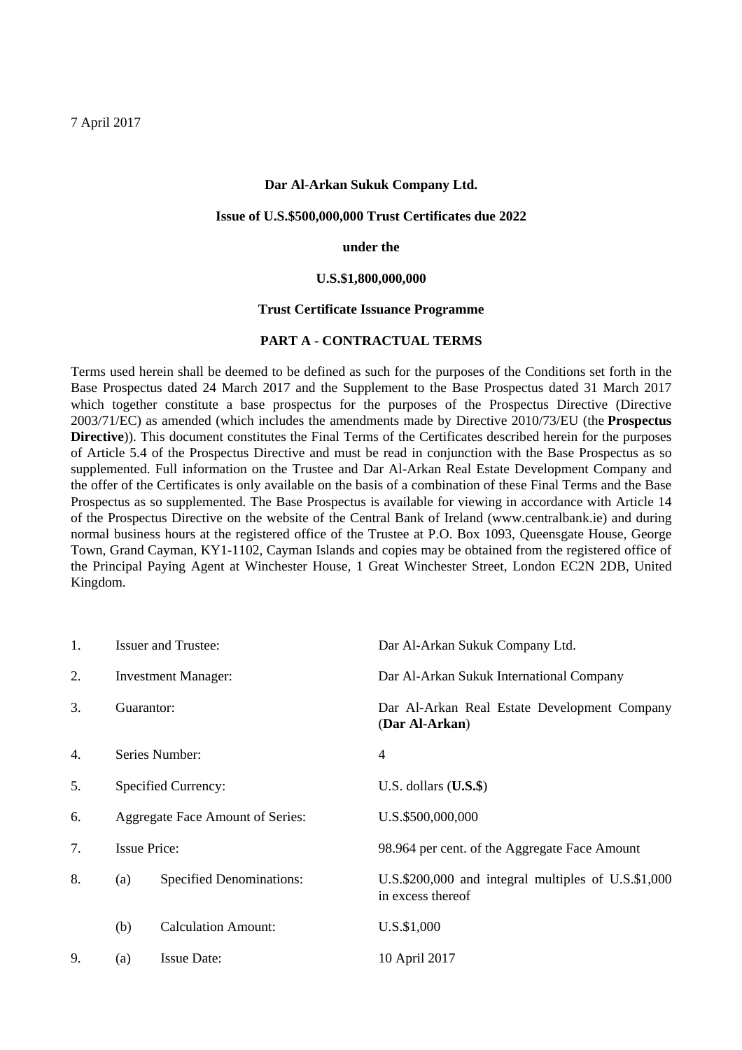7 April 2017

**Dar Al-Arkan Sukuk Company Ltd.**

**Issue of U.S.$500,000,000 Trust Certificates due 2022**

**under the**

**U.S.$1,800,000,000**

**Trust Certificate Issuance Programme**

## PART A - CONTRACTUAL TERMS

Terms used herein shall be deemed to be defined as such for the purposes of the Conditions set forth in the Base Prospectus dated 24 March 2017 and the Supplement to the Base Prospectus dated 31 March 2017 which together constitute a base prospectus for the purposes of the Prospectus Directive (Directive 2003/71/EC) as amended (which includes the amendments made by Directive 2010/73/EU (the **Prospectus Directive**)). This document constitutes the Final Terms of the Certificates described herein for the purposes of Article 5.4 of the Prospectus Directive and must be read in conjunction with the Base Prospectus as so supplemented. Full information on the Trustee and Dar Al-Arkan Real Estate Development Company and the offer of the Certificates is only available on the basis of a combination of these Final Terms and the Base Prospectus as so supplemented. The Base Prospectus is available for viewing in accordance with Article 14 of the Prospectus Directive on the website of the Central Bank of Ireland (www.centralbank.ie) and during normal business hours at the registered office of the Trustee at P.O. Box 1093, Queensgate House, George Town, Grand Cayman, KY1-1102, Cayman Islands and copies may be obtained from the registered office of the Principal Paying Agent at Winchester House, 1 Great Winchester Street, London EC2N 2DB, United Kingdom.

| | | | |
|---|---|---|---|
| 1. | Issuer and Trustee: | | Dar Al-Arkan Sukuk Company Ltd. |
| 2. | Investment Manager: | | Dar Al-Arkan Sukuk International Company |
| 3. | Guarantor: | | Dar Al-Arkan Real Estate Development Company (**Dar Al-Arkan**) |
| 4. | Series Number: | | 4 |
| 5. | Specified Currency: | | U.S. dollars (**U.S.$**) |
| 6. | Aggregate Face Amount of Series: | | U.S.$500,000,000 |
| 7. | Issue Price: | | 98.964 per cent. of the Aggregate Face Amount |
| 8. | (a) | Specified Denominations: | U.S.$200,000 and integral multiples of U.S.$1,000 in excess thereof |
| | (b) | Calculation Amount: | U.S.$1,000 |
| 9. | (a) | Issue Date: | 10 April 2017 |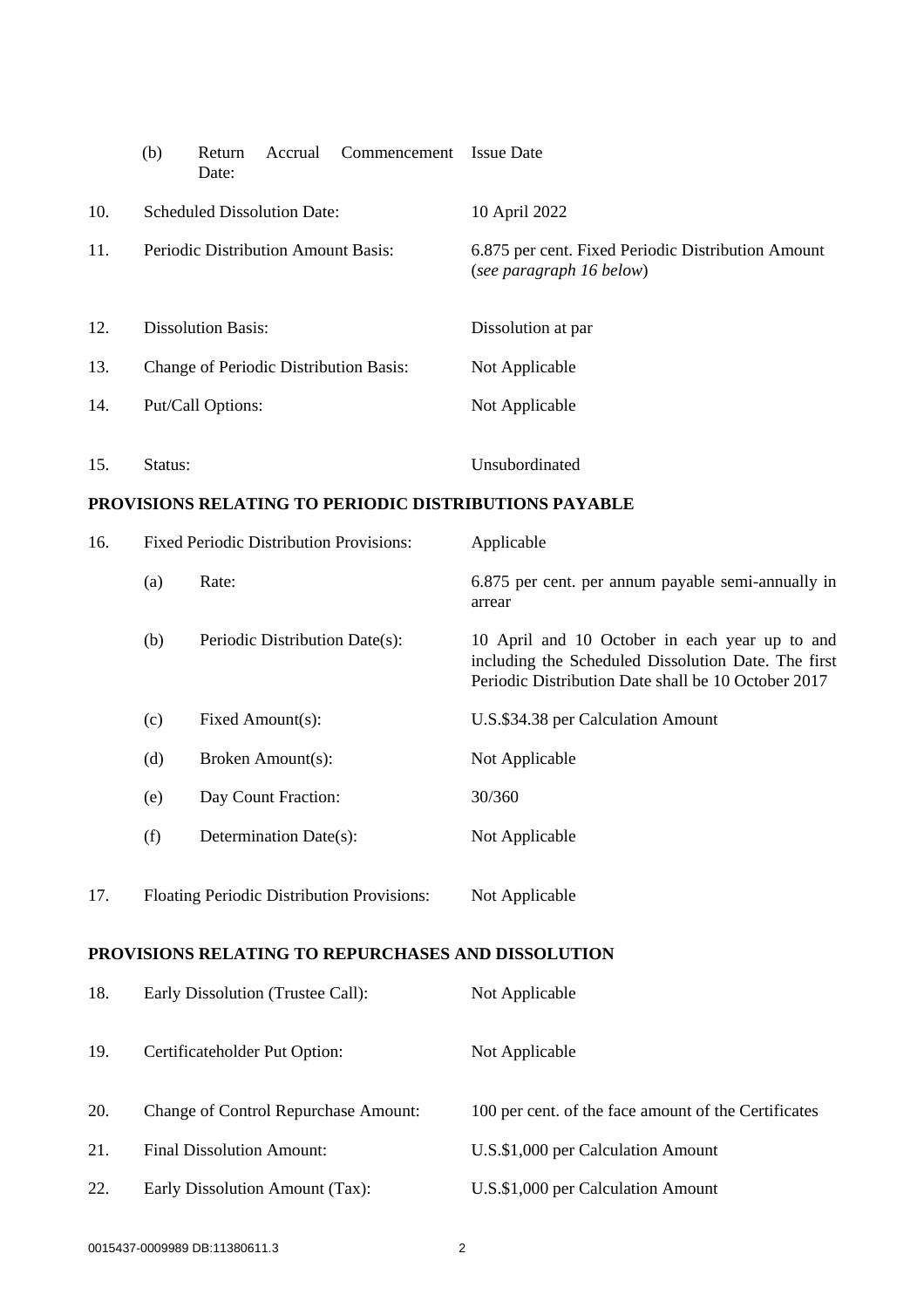| | | |
|---|---|---|
| | (b) Return Accrual Commencement Date: | Issue Date |
| 10. | Scheduled Dissolution Date: | 10 April 2022 |
| 11. | Periodic Distribution Amount Basis: | 6.875 per cent. Fixed Periodic Distribution Amount (*see paragraph 16 below*) |
| 12. | Dissolution Basis: | Dissolution at par |
| 13. | Change of Periodic Distribution Basis: | Not Applicable |
| 14. | Put/Call Options: | Not Applicable |
| 15. | Status: | Unsubordinated |

**PROVISIONS RELATING TO PERIODIC DISTRIBUTIONS PAYABLE**

| | | |
|---|---|---|
| 16. | Fixed Periodic Distribution Provisions: | Applicable |
| | (a) Rate: | 6.875 per cent. per annum payable semi-annually in arrear |
| | (b) Periodic Distribution Date(s): | 10 April and 10 October in each year up to and including the Scheduled Dissolution Date. The first Periodic Distribution Date shall be 10 October 2017 |
| | (c) Fixed Amount(s): | U.S.$34.38 per Calculation Amount |
| | (d) Broken Amount(s): | Not Applicable |
| | (e) Day Count Fraction: | 30/360 |
| | (f) Determination Date(s): | Not Applicable |
| 17. | Floating Periodic Distribution Provisions: | Not Applicable |

**PROVISIONS RELATING TO REPURCHASES AND DISSOLUTION**

| | | |
|---|---|---|
| 18. | Early Dissolution (Trustee Call): | Not Applicable |
| 19. | Certificateholder Put Option: | Not Applicable |
| 20. | Change of Control Repurchase Amount: | 100 per cent. of the face amount of the Certificates |
| 21. | Final Dissolution Amount: | U.S.$1,000 per Calculation Amount |
| 22. | Early Dissolution Amount (Tax): | U.S.$1,000 per Calculation Amount |

0015437-0009989 DB:11380611.3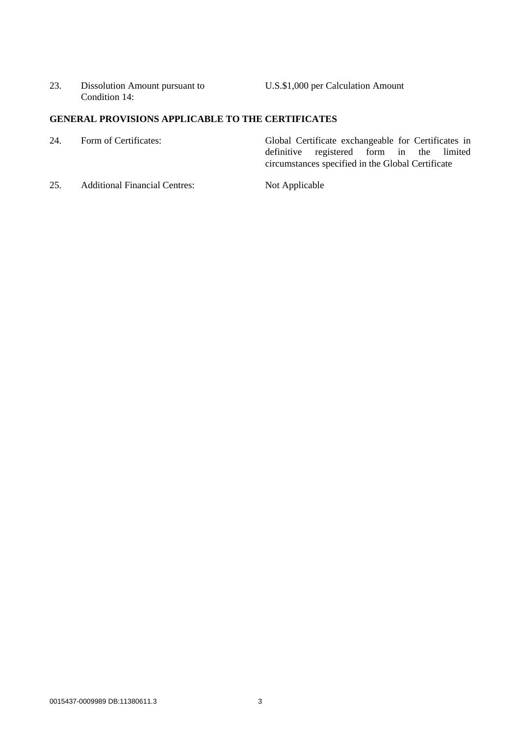| | | |
|---|---|---|
| 23. | Dissolution Amount pursuant to Condition 14: | U.S.$1,000 per Calculation Amount |

**GENERAL PROVISIONS APPLICABLE TO THE CERTIFICATES**

| | | |
|---|---|---|
| 24. | Form of Certificates: | Global Certificate exchangeable for Certificates in definitive registered form in the limited circumstances specified in the Global Certificate |
| 25. | Additional Financial Centres: | Not Applicable |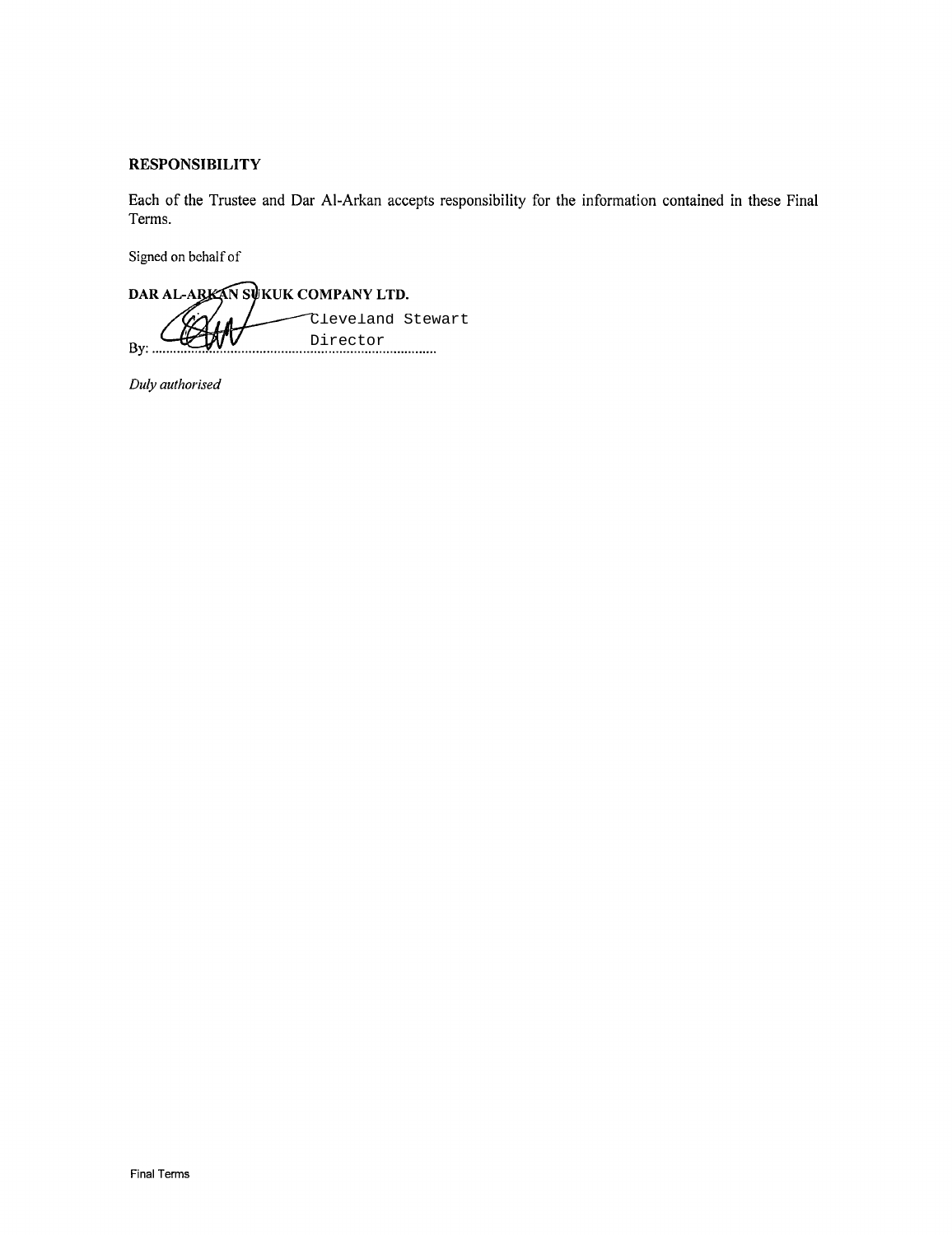## RESPONSIBILITY

Each of the Trustee and Dar Al-Arkan accepts responsibility for the information contained in these Final Terms.

Signed on behalf of

**DAR AL-ARKAN SUKUK COMPANY LTD.**

By: ..............................................................................
Cleveland Stewart
Director

*Duly authorised*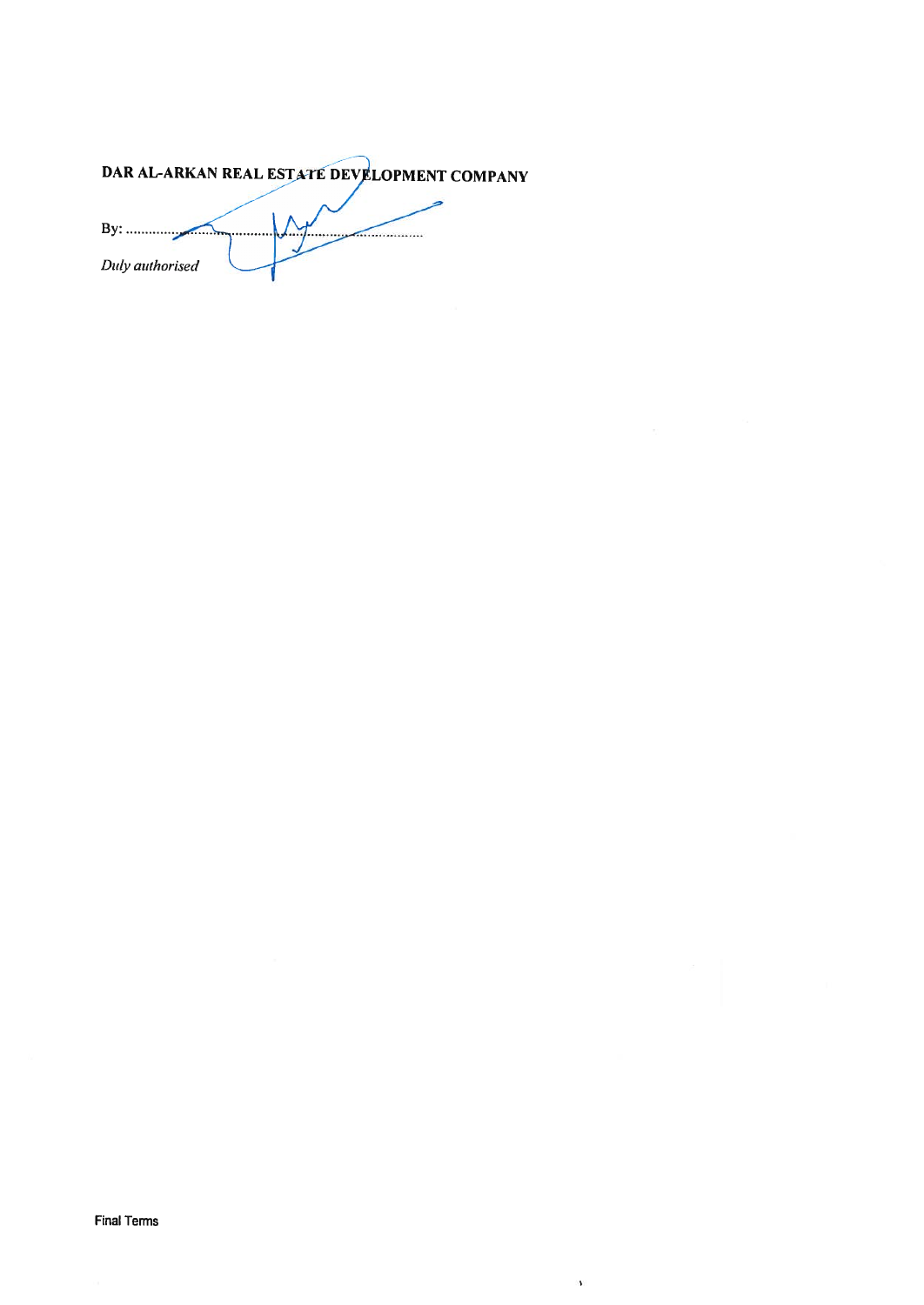**DAR AL-ARKAN REAL ESTATE DEVELOPMENT COMPANY**

By: ..........................................................................

*Duly authorised*

Final Terms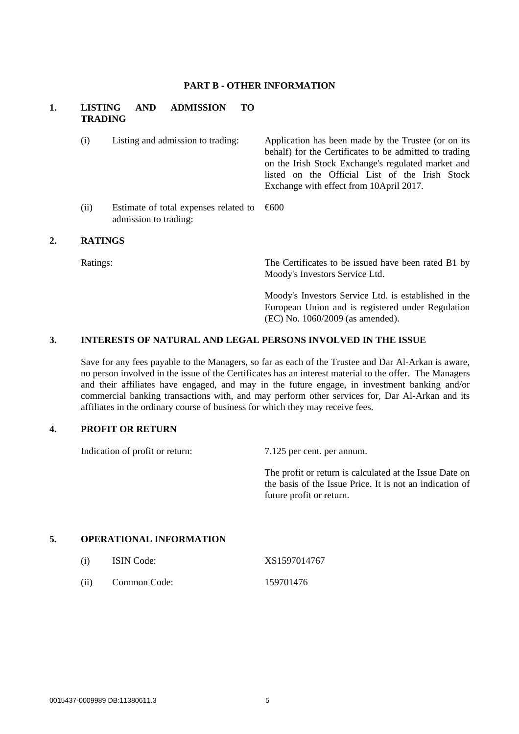## PART B - OTHER INFORMATION

### 1. LISTING AND ADMISSION TO TRADING

(i) Listing and admission to trading: Application has been made by the Trustee (or on its behalf) for the Certificates to be admitted to trading on the Irish Stock Exchange's regulated market and listed on the Official List of the Irish Stock Exchange with effect from 10April 2017.

(ii) Estimate of total expenses related to admission to trading: €600

### 2. RATINGS

Ratings: The Certificates to be issued have been rated B1 by Moody's Investors Service Ltd.

Moody's Investors Service Ltd. is established in the European Union and is registered under Regulation (EC) No. 1060/2009 (as amended).

### 3. INTERESTS OF NATURAL AND LEGAL PERSONS INVOLVED IN THE ISSUE

Save for any fees payable to the Managers, so far as each of the Trustee and Dar Al-Arkan is aware, no person involved in the issue of the Certificates has an interest material to the offer. The Managers and their affiliates have engaged, and may in the future engage, in investment banking and/or commercial banking transactions with, and may perform other services for, Dar Al-Arkan and its affiliates in the ordinary course of business for which they may receive fees.

### 4. PROFIT OR RETURN

Indication of profit or return: 7.125 per cent. per annum.

The profit or return is calculated at the Issue Date on the basis of the Issue Price. It is not an indication of future profit or return.

### 5. OPERATIONAL INFORMATION

(i) ISIN Code: XS1597014767

(ii) Common Code: 159701476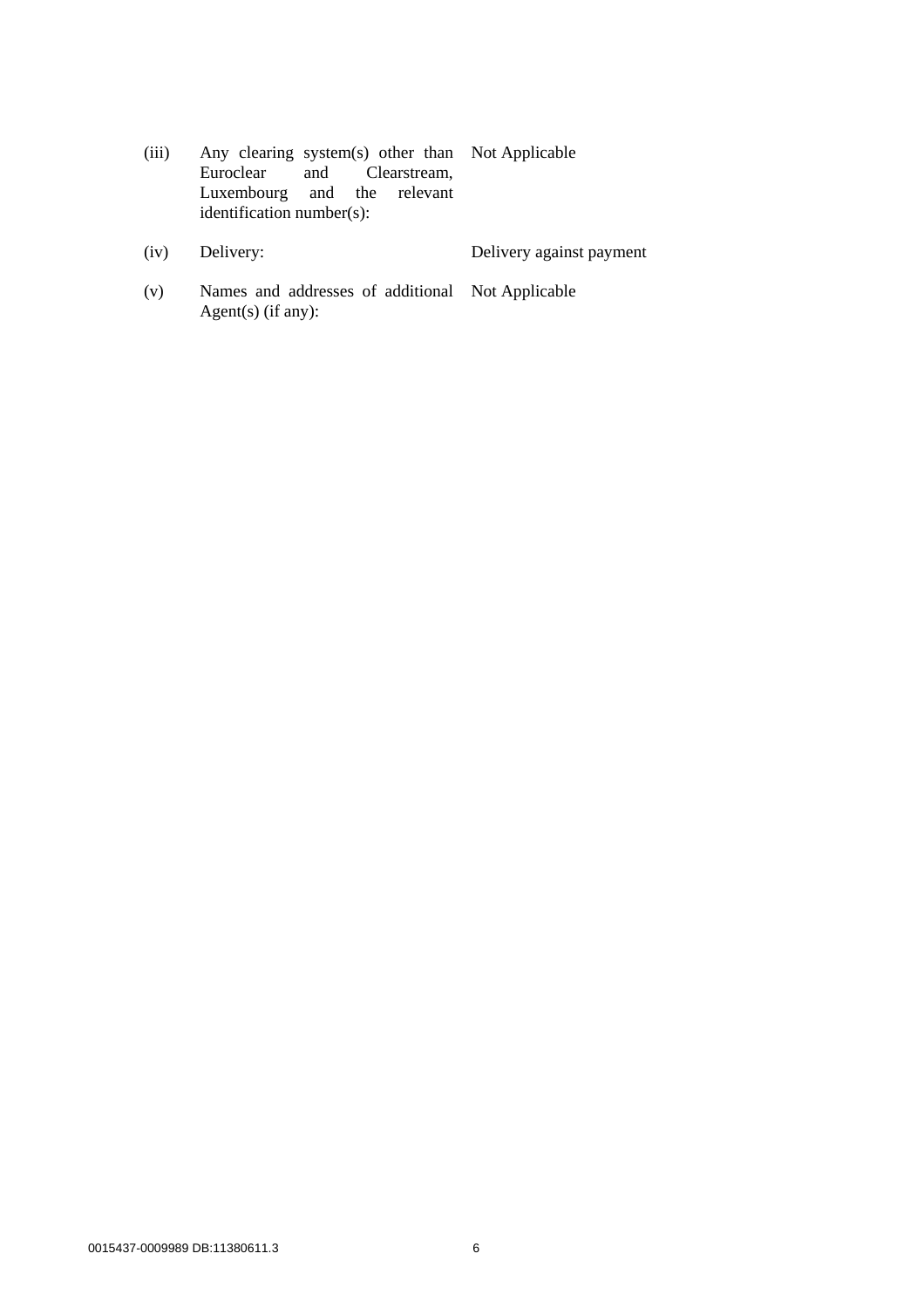| | | |
|---|---|---|
| (iii) | Any clearing system(s) other than Euroclear and Clearstream, Luxembourg and the relevant identification number(s): | Not Applicable |
| (iv) | Delivery: | Delivery against payment |
| (v) | Names and addresses of additional Agent(s) (if any): | Not Applicable |

0015437-0009989 DB:11380611.3